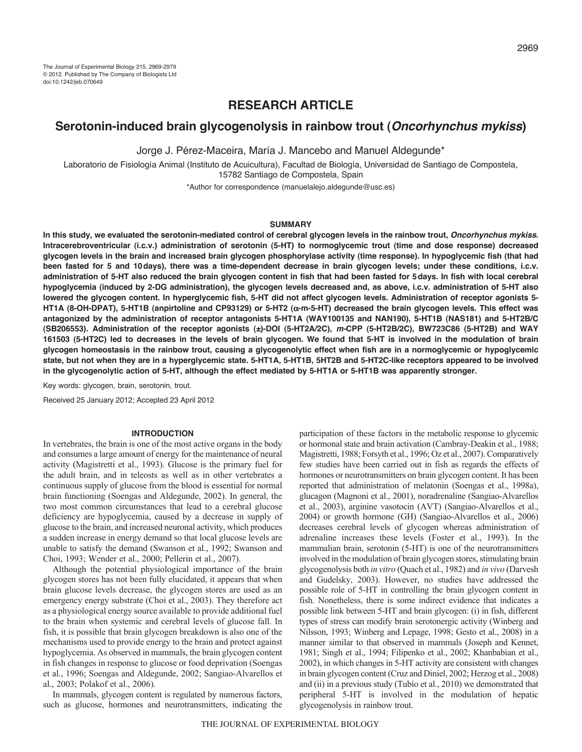The Journal of Experimental Biology 215, 2969-2979
© 2012. Published by The Company of Biologists Ltd
doi:10.1242/jeb.070649

RESEARCH ARTICLE

# Serotonin-induced brain glycogenolysis in rainbow trout (*Oncorhynchus mykiss*)

Jorge J. Pérez-Maceira, María J. Mancebo and Manuel Aldegunde*

Laboratorio de Fisiología Animal (Instituto de Acuicultura), Facultad de Biología, Universidad de Santiago de Compostela, 15782 Santiago de Compostela, Spain

*Author for correspondence (manuelalejo.aldegunde@usc.es)

## SUMMARY

**In this study, we evaluated the serotonin-mediated control of cerebral glycogen levels in the rainbow trout, *Oncorhynchus mykiss*. Intracerebroventricular (i.c.v.) administration of serotonin (5-HT) to normoglycemic trout (time and dose response) decreased glycogen levels in the brain and increased brain glycogen phosphorylase activity (time response). In hypoglycemic fish (that had been fasted for 5 and 10 days), there was a time-dependent decrease in brain glycogen levels; under these conditions, i.c.v. administration of 5-HT also reduced the brain glycogen content in fish that had been fasted for 5 days. In fish with local cerebral hypoglycemia (induced by 2-DG administration), the glycogen levels decreased and, as above, i.c.v. administration of 5-HT also lowered the glycogen content. In hyperglycemic fish, 5-HT did not affect glycogen levels. Administration of receptor agonists 5-HT1A (8-OH-DPAT), 5-HT1B (anpirtoline and CP93129) or 5-HT2 (α-m-5-HT) decreased the brain glycogen levels. This effect was antagonized by the administration of receptor antagonists 5-HT1A (WAY100135 and NAN190), 5-HT1B (NAS181) and 5-HT2B/C (SB206553). Administration of the receptor agonists (±)-DOI (5-HT2A/2C), *m*-CPP (5-HT2B/2C), BW723C86 (5-HT2B) and WAY 161503 (5-HT2C) led to decreases in the levels of brain glycogen. We found that 5-HT is involved in the modulation of brain glycogen homeostasis in the rainbow trout, causing a glycogenolytic effect when fish are in a normoglycemic or hypoglycemic state, but not when they are in a hyperglycemic state. 5-HT1A, 5-HT1B, 5HT2B and 5-HT2C-like receptors appeared to be involved in the glycogenolytic action of 5-HT, although the effect mediated by 5-HT1A or 5-HT1B was apparently stronger.**

Key words: glycogen, brain, serotonin, trout.

Received 25 January 2012; Accepted 23 April 2012

## INTRODUCTION

In vertebrates, the brain is one of the most active organs in the body and consumes a large amount of energy for the maintenance of neural activity (Magistretti et al., 1993). Glucose is the primary fuel for the adult brain, and in teleosts as well as in other vertebrates a continuous supply of glucose from the blood is essential for normal brain functioning (Soengas and Aldegunde, 2002). In general, the two most common circumstances that lead to a cerebral glucose deficiency are hypoglycemia, caused by a decrease in supply of glucose to the brain, and increased neuronal activity, which produces a sudden increase in energy demand so that local glucose levels are unable to satisfy the demand (Swanson et al., 1992; Swanson and Choi, 1993; Wender et al., 2000; Pellerin et al., 2007).

Although the potential physiological importance of the brain glycogen stores has not been fully elucidated, it appears that when brain glucose levels decrease, the glycogen stores are used as an emergency energy substrate (Choi et al., 2003). They therefore act as a physiological energy source available to provide additional fuel to the brain when systemic and cerebral levels of glucose fall. In fish, it is possible that brain glycogen breakdown is also one of the mechanisms used to provide energy to the brain and protect against hypoglycemia. As observed in mammals, the brain glycogen content in fish changes in response to glucose or food deprivation (Soengas et al., 1996; Soengas and Aldegunde, 2002; Sangiao-Alvarellos et al., 2003; Polakof et al., 2006).

In mammals, glycogen content is regulated by numerous factors, such as glucose, hormones and neurotransmitters, indicating the participation of these factors in the metabolic response to glycemic or hormonal state and brain activation (Cambray-Deakin et al., 1988; Magistretti, 1988; Forsyth et al., 1996; Oz et al., 2007). Comparatively few studies have been carried out in fish as regards the effects of hormones or neurotransmitters on brain glycogen content. It has been reported that administration of melatonin (Soengas et al., 1998a), glucagon (Magnoni et al., 2001), noradrenaline (Sangiao-Alvarellos et al., 2003), arginine vasotocin (AVT) (Sangiao-Alvarellos et al., 2004) or growth hormone (GH) (Sangiao-Alvarellos et al., 2006) decreases cerebral levels of glycogen whereas administration of adrenaline increases these levels (Foster et al., 1993). In the mammalian brain, serotonin (5-HT) is one of the neurotransmitters involved in the modulation of brain glycogen stores, stimulating brain glycogenolysis both *in vitro* (Quach et al., 1982) and *in vivo* (Darvesh and Gudelsky, 2003). However, no studies have addressed the possible role of 5-HT in controlling the brain glycogen content in fish. Nonetheless, there is some indirect evidence that indicates a possible link between 5-HT and brain glycogen: (i) in fish, different types of stress can modify brain serotonergic activity (Winberg and Nilsson, 1993; Winberg and Lepage, 1998; Gesto et al., 2008) in a manner similar to that observed in mammals (Joseph and Kennet, 1981; Singh et al., 1994; Filipenko et al., 2002; Khanbabian et al., 2002), in which changes in 5-HT activity are consistent with changes in brain glycogen content (Cruz and Diniel, 2002; Herzog et al., 2008) and (ii) in a previous study (Tubío et al., 2010) we demonstrated that peripheral 5-HT is involved in the modulation of hepatic glycogenolysis in rainbow trout.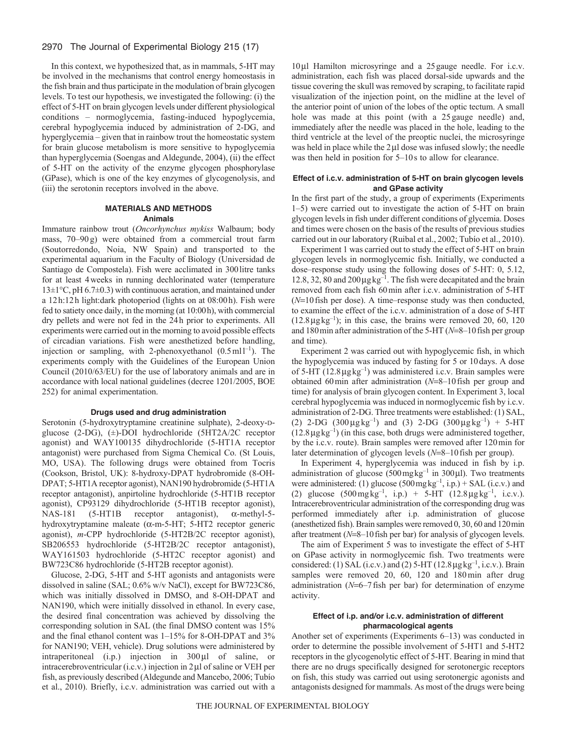In this context, we hypothesized that, as in mammals, 5-HT may be involved in the mechanisms that control energy homeostasis in the fish brain and thus participate in the modulation of brain glycogen levels. To test our hypothesis, we investigated the following: (i) the effect of 5-HT on brain glycogen levels under different physiological conditions – normoglycemia, fasting-induced hypoglycemia, cerebral hypoglycemia induced by administration of 2-DG, and hyperglycemia – given that in rainbow trout the homeostatic system for brain glucose metabolism is more sensitive to hypoglycemia than hyperglycemia (Soengas and Aldegunde, 2004), (ii) the effect of 5-HT on the activity of the enzyme glycogen phosphorylase (GPase), which is one of the key enzymes of glycogenolysis, and (iii) the serotonin receptors involved in the above.

## MATERIALS AND METHODS

### Animals

Immature rainbow trout (*Oncorhynchus mykiss* Walbaum; body mass, 70–90 g) were obtained from a commercial trout farm (Soutorredondo, Noia, NW Spain) and transported to the experimental aquarium in the Faculty of Biology (Universidad de Santiago de Compostela). Fish were acclimated in 300 litre tanks for at least 4 weeks in running dechlorinated water (temperature 13±1°C, pH 6.7±0.3) with continuous aeration, and maintained under a 12 h:12 h light:dark photoperiod (lights on at 08:00 h). Fish were fed to satiety once daily, in the morning (at 10:00 h), with commercial dry pellets and were not fed in the 24 h prior to experiments. All experiments were carried out in the morning to avoid possible effects of circadian variations. Fish were anesthetized before handling, injection or sampling, with 2-phenoxyethanol ($0.5\,\mathrm{ml\,l^{-1}}$). The experiments comply with the Guidelines of the European Union Council (2010/63/EU) for the use of laboratory animals and are in accordance with local national guidelines (decree 1201/2005, BOE 252) for animal experimentation.

### Drugs used and drug administration

Serotonin (5-hydroxytryptamine creatinine sulphate), 2-deoxy-D-glucose (2-DG), (±)-DOI hydrochloride (5HT2A/2C receptor agonist) and WAY100135 dihydrochloride (5-HT1A receptor antagonist) were purchased from Sigma Chemical Co. (St Louis, MO, USA). The following drugs were obtained from Tocris (Cookson, Bristol, UK): 8-hydroxy-DPAT hydrobromide (8-OH-DPAT; 5-HT1A receptor agonist), NAN190 hydrobromide (5-HT1A receptor antagonist), anpirtoline hydrochloride (5-HT1B receptor agonist), CP93129 dihydrochloride (5-HT1B receptor agonist), NAS-181 (5-HT1B receptor antagonist), α-methyl-5-hydroxytryptamine maleate (α-m-5-HT; 5-HT2 receptor generic agonist), *m*-CPP hydrochloride (5-HT2B/2C receptor agonist), SB206553 hydrochloride (5-HT2B/2C receptor antagonist), WAY161503 hydrochloride (5-HT2C receptor agonist) and BW723C86 hydrochloride (5-HT2B receptor agonist).

Glucose, 2-DG, 5-HT and 5-HT agonists and antagonists were dissolved in saline (SAL; 0.6% w/v NaCl), except for BW723C86, which was initially dissolved in DMSO, and 8-OH-DPAT and NAN190, which were initially dissolved in ethanol. In every case, the desired final concentration was achieved by dissolving the corresponding solution in SAL (the final DMSO content was 15% and the final ethanol content was 1–15% for 8-OH-DPAT and 3% for NAN190; VEH, vehicle). Drug solutions were administered by intraperitoneal (i.p.) injection in 300 μl of saline, or intracerebroventricular (i.c.v.) injection in 2 μl of saline or VEH per fish, as previously described (Aldegunde and Mancebo, 2006; Tubío et al., 2010). Briefly, i.c.v. administration was carried out with a 10 μl Hamilton microsyringe and a 25 gauge needle. For i.c.v. administration, each fish was placed dorsal-side upwards and the tissue covering the skull was removed by scraping, to facilitate rapid visualization of the injection point, on the midline at the level of the anterior point of union of the lobes of the optic tectum. A small hole was made at this point (with a 25 gauge needle) and, immediately after the needle was placed in the hole, leading to the third ventricle at the level of the preoptic nuclei, the microsyringe was held in place while the 2 μl dose was infused slowly; the needle was then held in position for 5–10 s to allow for clearance.

### Effect of i.c.v. administration of 5-HT on brain glycogen levels and GPase activity

In the first part of the study, a group of experiments (Experiments 1–5) were carried out to investigate the action of 5-HT on brain glycogen levels in fish under different conditions of glycemia. Doses and times were chosen on the basis of the results of previous studies carried out in our laboratory (Ruibal et al., 2002; Tubío et al., 2010).

Experiment 1 was carried out to study the effect of 5-HT on brain glycogen levels in normoglycemic fish. Initially, we conducted a dose–response study using the following doses of 5-HT: 0, 5.12, 12.8, 32, 80 and $200\,\mathrm{\mu g\,kg^{-1}}$. The fish were decapitated and the brain removed from each fish 60 min after i.c.v. administration of 5-HT ($N$=10 fish per dose). A time–response study was then conducted, to examine the effect of the i.c.v. administration of a dose of 5-HT ($12.8\,\mathrm{\mu g\,kg^{-1}}$); in this case, the brains were removed 20, 60, 120 and 180 min after administration of the 5-HT ($N$=8–10 fish per group and time).

Experiment 2 was carried out with hypoglycemic fish, in which the hypoglycemia was induced by fasting for 5 or 10 days. A dose of 5-HT ($12.8\,\mathrm{\mu g\,kg^{-1}}$) was administered i.c.v. Brain samples were obtained 60 min after administration ($N$=8–10 fish per group and time) for analysis of brain glycogen content. In Experiment 3, local cerebral hypoglycemia was induced in normoglycemic fish by i.c.v. administration of 2-DG. Three treatments were established: (1) SAL, (2) 2-DG ($300\,\mathrm{\mu g\,kg^{-1}}$) and (3) 2-DG ($300\,\mathrm{\mu g\,kg^{-1}}$) + 5-HT ($12.8\,\mathrm{\mu g\,kg^{-1}}$) (in this case, both drugs were administered together, by the i.c.v. route). Brain samples were removed after 120 min for later determination of glycogen levels ($N$=8–10 fish per group).

In Experiment 4, hyperglycemia was induced in fish by i.p. administration of glucose ($500\,\mathrm{mg\,kg^{-1}}$ in 300 μl). Two treatments were administered: (1) glucose ($500\,\mathrm{mg\,kg^{-1}}$, i.p.) + SAL (i.c.v.) and (2) glucose ($500\,\mathrm{mg\,kg^{-1}}$, i.p.) + 5-HT ($12.8\,\mathrm{\mu g\,kg^{-1}}$, i.c.v.). Intracerebroventricular administration of the corresponding drug was performed immediately after i.p. administration of glucose (anesthetized fish). Brain samples were removed 0, 30, 60 and 120 min after treatment ($N$=8–10 fish per bar) for analysis of glycogen levels.

The aim of Experiment 5 was to investigate the effect of 5-HT on GPase activity in normoglycemic fish. Two treatments were considered: (1) SAL (i.c.v.) and (2) 5-HT ($12.8\,\mathrm{\mu g\,kg^{-1}}$, i.c.v.). Brain samples were removed 20, 60, 120 and 180 min after drug administration ($N$=6–7 fish per bar) for determination of enzyme activity.

### Effect of i.p. and/or i.c.v. administration of different pharmacological agents

Another set of experiments (Experiments 6–13) was conducted in order to determine the possible involvement of 5-HT1 and 5-HT2 receptors in the glycogenolytic effect of 5-HT. Bearing in mind that there are no drugs specifically designed for serotonergic receptors on fish, this study was carried out using serotonergic agonists and antagonists designed for mammals. As most of the drugs were being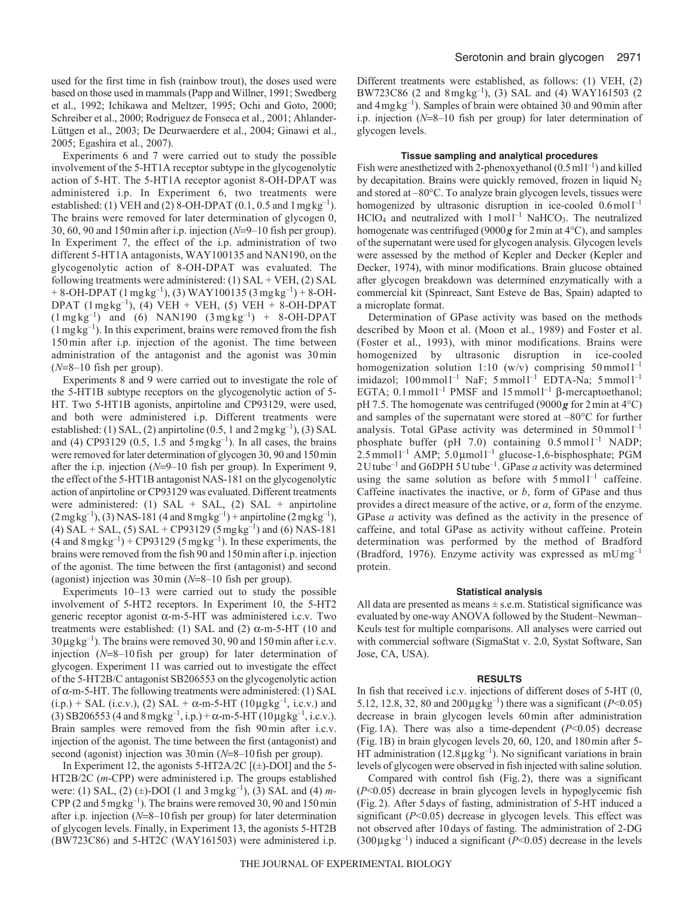used for the first time in fish (rainbow trout), the doses used were based on those used in mammals (Papp and Willner, 1991; Swedberg et al., 1992; Ichikawa and Meltzer, 1995; Ochi and Goto, 2000; Schreiber et al., 2000; Rodriguez de Fonseca et al., 2001; Ahlander-Lüttgen et al., 2003; De Deurwaerdere et al., 2004; Ginawi et al., 2005; Egashira et al., 2007).

Experiments 6 and 7 were carried out to study the possible involvement of the 5-HT1A receptor subtype in the glycogenolytic action of 5-HT. The 5-HT1A receptor agonist 8-OH-DPAT was administered i.p. In Experiment 6, two treatments were established: (1) VEH and (2) 8-OH-DPAT (0.1, 0.5 and $1\,\mathrm{mg\,kg^{-1}}$). The brains were removed for later determination of glycogen 0, 30, 60, 90 and 150 min after i.p. injection (*N*=9–10 fish per group). In Experiment 7, the effect of the i.p. administration of two different 5-HT1A antagonists, WAY100135 and NAN190, on the glycogenolytic action of 8-OH-DPAT was evaluated. The following treatments were administered: (1) SAL + VEH, (2) SAL + 8-OH-DPAT ($1\,\mathrm{mg\,kg^{-1}}$), (3) WAY100135 ($3\,\mathrm{mg\,kg^{-1}}$) + 8-OH-DPAT ($1\,\mathrm{mg\,kg^{-1}}$), (4) VEH + VEH, (5) VEH + 8-OH-DPAT ($1\,\mathrm{mg\,kg^{-1}}$) and (6) NAN190 ($3\,\mathrm{mg\,kg^{-1}}$) + 8-OH-DPAT ($1\,\mathrm{mg\,kg^{-1}}$). In this experiment, brains were removed from the fish 150 min after i.p. injection of the agonist. The time between administration of the antagonist and the agonist was 30 min (*N*=8–10 fish per group).

Experiments 8 and 9 were carried out to investigate the role of the 5-HT1B subtype receptors on the glycogenolytic action of 5-HT. Two 5-HT1B agonists, anpirtoline and CP93129, were used, and both were administered i.p. Different treatments were established: (1) SAL, (2) anpirtoline (0.5, 1 and $2\,\mathrm{mg\,kg^{-1}}$), (3) SAL and (4) CP93129 (0.5, 1.5 and $5\,\mathrm{mg\,kg^{-1}}$). In all cases, the brains were removed for later determination of glycogen 30, 90 and 150 min after the i.p. injection (*N*=9–10 fish per group). In Experiment 9, the effect of the 5-HT1B antagonist NAS-181 on the glycogenolytic action of anpirtoline or CP93129 was evaluated. Different treatments were administered: (1) SAL + SAL, (2) SAL + anpirtoline ($2\,\mathrm{mg\,kg^{-1}}$), (3) NAS-181 (4 and $8\,\mathrm{mg\,kg^{-1}}$) + anpirtoline ($2\,\mathrm{mg\,kg^{-1}}$), (4) SAL + SAL, (5) SAL + CP93129 ($5\,\mathrm{mg\,kg^{-1}}$) and (6) NAS-181 (4 and $8\,\mathrm{mg\,kg^{-1}}$) + CP93129 ($5\,\mathrm{mg\,kg^{-1}}$). In these experiments, the brains were removed from the fish 90 and 150 min after i.p. injection of the agonist. The time between the first (antagonist) and second (agonist) injection was 30 min (*N*=8–10 fish per group).

Experiments 10–13 were carried out to study the possible involvement of 5-HT2 receptors. In Experiment 10, the 5-HT2 generic receptor agonist α-m-5-HT was administered i.c.v. Two treatments were established: (1) SAL and (2) α-m-5-HT (10 and $30\,\mathrm{\mu g\,kg^{-1}}$). The brains were removed 30, 90 and 150 min after i.c.v. injection (*N*=8–10 fish per group) for later determination of glycogen. Experiment 11 was carried out to investigate the effect of the 5-HT2B/C antagonist SB206553 on the glycogenolytic action of α-m-5-HT. The following treatments were administered: (1) SAL (i.p.) + SAL (i.c.v.), (2) SAL + α-m-5-HT ($10\,\mathrm{\mu g\,kg^{-1}}$, i.c.v.) and (3) SB206553 (4 and $8\,\mathrm{mg\,kg^{-1}}$, i.p.) + α-m-5-HT ($10\,\mathrm{\mu g\,kg^{-1}}$, i.c.v.). Brain samples were removed from the fish 90 min after i.c.v. injection of the agonist. The time between the first (antagonist) and second (agonist) injection was 30 min (*N*=8–10 fish per group).

In Experiment 12, the agonists 5-HT2A/2C [(±)-DOI] and the 5-HT2B/2C (*m*-CPP) were administered i.p. The groups established were: (1) SAL, (2) (±)-DOI (1 and $3\,\mathrm{mg\,kg^{-1}}$), (3) SAL and (4) *m*-CPP (2 and $5\,\mathrm{mg\,kg^{-1}}$). The brains were removed 30, 90 and 150 min after i.p. injection (*N*=8–10 fish per group) for later determination of glycogen levels. Finally, in Experiment 13, the agonists 5-HT2B (BW723C86) and 5-HT2C (WAY161503) were administered i.p. Different treatments were established, as follows: (1) VEH, (2) BW723C86 (2 and $8\,\mathrm{mg\,kg^{-1}}$), (3) SAL and (4) WAY161503 (2 and $4\,\mathrm{mg\,kg^{-1}}$). Samples of brain were obtained 30 and 90 min after i.p. injection (*N*=8–10 fish per group) for later determination of glycogen levels.

### Tissue sampling and analytical procedures

Fish were anesthetized with 2-phenoxyethanol ($0.5\,\mathrm{ml\,l^{-1}}$) and killed by decapitation. Brains were quickly removed, frozen in liquid $N_2$ and stored at –80°C. To analyze brain glycogen levels, tissues were homogenized by ultrasonic disruption in ice-cooled $0.6\,\mathrm{mol\,l^{-1}}$ $HClO_4$ and neutralized with $1\,\mathrm{mol\,l^{-1}}$ $NaHCO_3$. The neutralized homogenate was centrifuged (9000 ***g*** for 2 min at 4°C), and samples of the supernatant were used for glycogen analysis. Glycogen levels were assessed by the method of Kepler and Decker (Kepler and Decker, 1974), with minor modifications. Brain glucose obtained after glycogen breakdown was determined enzymatically with a commercial kit (Spinreact, Sant Esteve de Bas, Spain) adapted to a microplate format.

Determination of GPase activity was based on the methods described by Moon et al. (Moon et al., 1989) and Foster et al. (Foster et al., 1993), with minor modifications. Brains were homogenized by ultrasonic disruption in ice-cooled homogenization solution 1:10 (w/v) comprising $50\,\mathrm{mmol\,l^{-1}}$ imidazol; $100\,\mathrm{mmol\,l^{-1}}$ NaF; $5\,\mathrm{mmol\,l^{-1}}$ EDTA-Na; $5\,\mathrm{mmol\,l^{-1}}$ EGTA; $0.1\,\mathrm{mmol\,l^{-1}}$ PMSF and $15\,\mathrm{mmol\,l^{-1}}$ β-mercaptoethanol; pH 7.5. The homogenate was centrifuged (9000 ***g*** for 2 min at 4°C) and samples of the supernatant were stored at –80°C for further analysis. Total GPase activity was determined in $50\,\mathrm{mmol\,l^{-1}}$ phosphate buffer (pH 7.0) containing $0.5\,\mathrm{mmol\,l^{-1}}$ NADP; $2.5\,\mathrm{mmol\,l^{-1}}$ AMP; $5.0\,\mathrm{\mu mol\,l^{-1}}$ glucose-1,6-bisphosphate; PGM $2\,\mathrm{U\,tube^{-1}}$ and G6DPH $5\,\mathrm{U\,tube^{-1}}$. GPase *a* activity was determined using the same solution as before with $5\,\mathrm{mmol\,l^{-1}}$ caffeine. Caffeine inactivates the inactive, or *b*, form of GPase and thus provides a direct measure of the active, or *a*, form of the enzyme. GPase *a* activity was defined as the activity in the presence of caffeine, and total GPase as activity without caffeine. Protein determination was performed by the method of Bradford (Bradford, 1976). Enzyme activity was expressed as $\mathrm{mU\,mg^{-1}}$ protein.

### Statistical analysis

All data are presented as means ± s.e.m. Statistical significance was evaluated by one-way ANOVA followed by the Student–Newman–Keuls test for multiple comparisons. All analyses were carried out with commercial software (SigmaStat v. 2.0, Systat Software, San Jose, CA, USA).

## RESULTS

In fish that received i.c.v. injections of different doses of 5-HT (0, 5.12, 12.8, 32, 80 and $200\,\mathrm{\mu g\,kg^{-1}}$) there was a significant ($P<0.05$) decrease in brain glycogen levels 60 min after administration (Fig. 1A). There was also a time-dependent ($P<0.05$) decrease (Fig. 1B) in brain glycogen levels 20, 60, 120, and 180 min after 5-HT administration ($12.8\,\mathrm{\mu g\,kg^{-1}}$). No significant variations in brain levels of glycogen were observed in fish injected with saline solution.

Compared with control fish (Fig. 2), there was a significant ($P<0.05$) decrease in brain glycogen levels in hypoglycemic fish (Fig. 2). After 5 days of fasting, administration of 5-HT induced a significant ($P<0.05$) decrease in glycogen levels. This effect was not observed after 10 days of fasting. The administration of 2-DG ($300\,\mathrm{\mu g\,kg^{-1}}$) induced a significant ($P<0.05$) decrease in the levels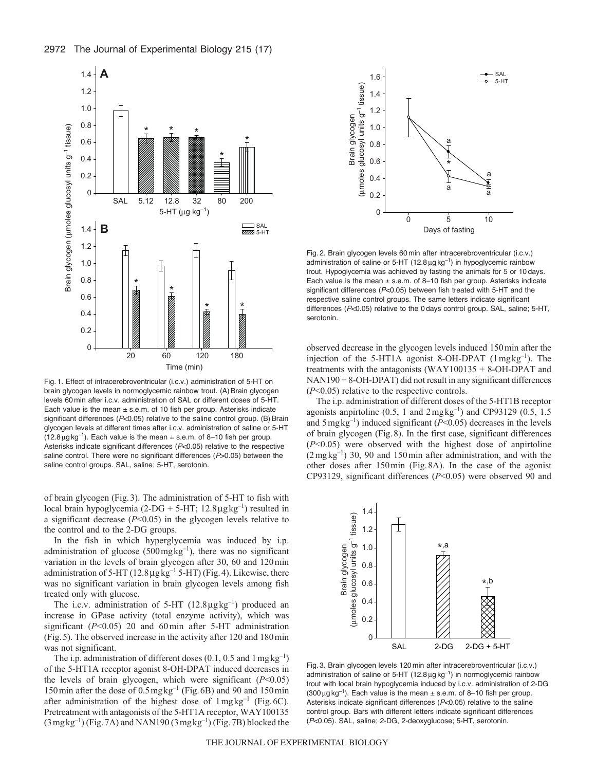Fig. 1. Effect of intracerebroventricular (i.c.v.) administration of 5-HT on brain glycogen levels in normoglycemic rainbow trout. (A) Brain glycogen levels 60 min after i.c.v. administration of SAL or different doses of 5-HT. Each value is the mean ± s.e.m. of 10 fish per group. Asterisks indicate significant differences ($P$<0.05) relative to the saline control group. (B) Brain glycogen levels at different times after i.c.v. administration of saline or 5-HT (12.8 μg kg$^{-1}$). Each value is the mean ± s.e.m. of 8–10 fish per group. Asterisks indicate significant differences ($P$<0.05) relative to the respective saline control. There were no significant differences ($P$>0.05) between the saline control groups. SAL, saline; 5-HT, serotonin.

Fig. 2. Brain glycogen levels 60 min after intracerebroventricular (i.c.v.) administration of saline or 5-HT (12.8 μg kg$^{-1}$) in hypoglycemic rainbow trout. Hypoglycemia was achieved by fasting the animals for 5 or 10 days. Each value is the mean ± s.e.m. of 8–10 fish per group. Asterisks indicate significant differences ($P$<0.05) between fish treated with 5-HT and the respective saline control groups. The same letters indicate significant differences ($P$<0.05) relative to the 0 days control group. SAL, saline; 5-HT, serotonin.

of brain glycogen (Fig. 3). The administration of 5-HT to fish with local brain hypoglycemia (2-DG + 5-HT; 12.8 μg kg$^{-1}$) resulted in a significant decrease ($P$<0.05) in the glycogen levels relative to the control and to the 2-DG groups.

In the fish in which hyperglycemia was induced by i.p. administration of glucose (500 mg kg$^{-1}$), there was no significant variation in the levels of brain glycogen after 30, 60 and 120 min administration of 5-HT (12.8 μg kg$^{-1}$ 5-HT) (Fig. 4). Likewise, there was no significant variation in brain glycogen levels among fish treated only with glucose.

The i.c.v. administration of 5-HT (12.8 μg kg$^{-1}$) produced an increase in GPase activity (total enzyme activity), which was significant ($P$<0.05) 20 and 60 min after 5-HT administration (Fig. 5). The observed increase in the activity after 120 and 180 min was not significant.

The i.p. administration of different doses (0.1, 0.5 and 1 mg kg$^{-1}$) of the 5-HT1A receptor agonist 8-OH-DPAT induced decreases in the levels of brain glycogen, which were significant ($P$<0.05) 150 min after the dose of 0.5 mg kg$^{-1}$ (Fig. 6B) and 90 and 150 min after administration of the highest dose of 1 mg kg$^{-1}$ (Fig. 6C). Pretreatment with antagonists of the 5-HT1A receptor, WAY100135 (3 mg kg$^{-1}$) (Fig. 7A) and NAN190 (3 mg kg$^{-1}$) (Fig. 7B) blocked the observed decrease in the glycogen levels induced 150 min after the injection of the 5-HT1A agonist 8-OH-DPAT (1 mg kg$^{-1}$). The treatments with the antagonists (WAY100135 + 8-OH-DPAT and NAN190 + 8-OH-DPAT) did not result in any significant differences ($P$<0.05) relative to the respective controls.

The i.p. administration of different doses of the 5-HT1B receptor agonists anpirtoline (0.5, 1 and 2 mg kg$^{-1}$) and CP93129 (0.5, 1.5 and 5 mg kg$^{-1}$) induced significant ($P$<0.05) decreases in the levels of brain glycogen (Fig. 8). In the first case, significant differences ($P$<0.05) were observed with the highest dose of anpirtoline (2 mg kg$^{-1}$) 30, 90 and 150 min after administration, and with the other doses after 150 min (Fig. 8A). In the case of the agonist CP93129, significant differences ($P$<0.05) were observed 90 and

Fig. 3. Brain glycogen levels 120 min after intracerebroventricular (i.c.v.) administration of saline or 5-HT (12.8 μg kg$^{-1}$) in normoglycemic rainbow trout with local brain hypoglycemia induced by i.c.v. administration of 2-DG (300 μg kg$^{-1}$). Each value is the mean ± s.e.m. of 8–10 fish per group. Asterisks indicate significant differences ($P$<0.05) relative to the saline control group. Bars with different letters indicate significant differences ($P$<0.05). SAL, saline; 2-DG, 2-deoxyglucose; 5-HT, serotonin.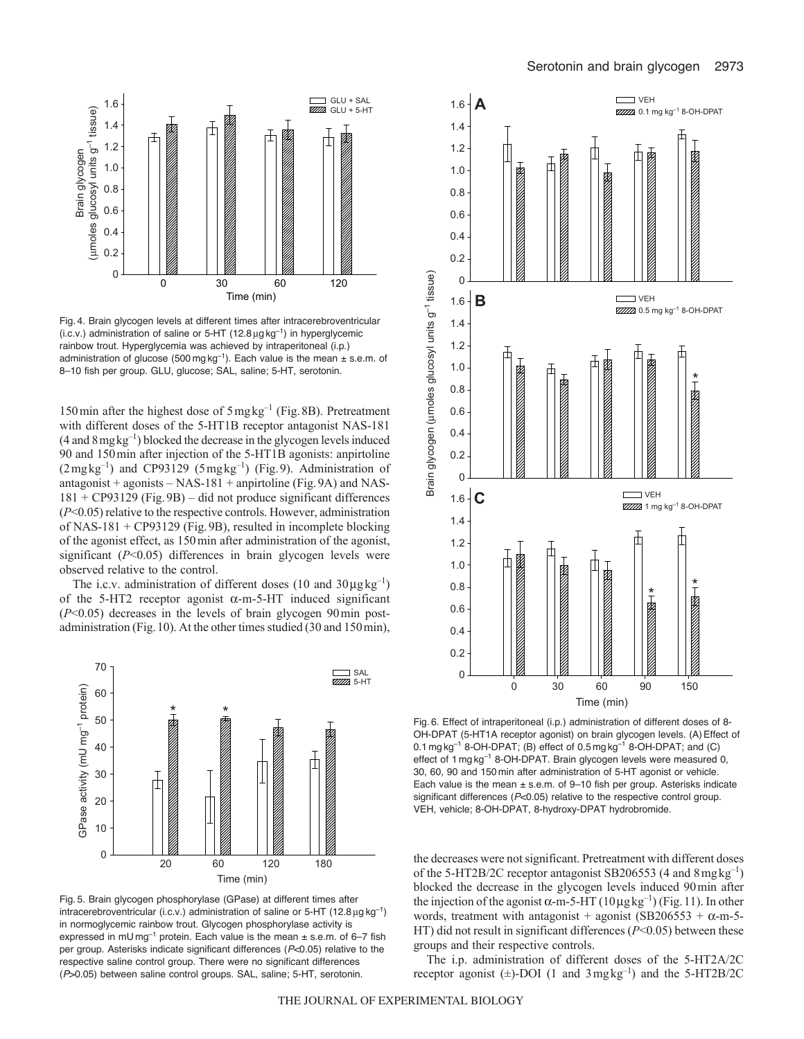Fig. 4. Brain glycogen levels at different times after intracerebroventricular (i.c.v.) administration of saline or 5-HT (12.8 μg kg$^{-1}$) in hyperglycemic rainbow trout. Hyperglycemia was achieved by intraperitoneal (i.p.) administration of glucose (500 mg kg$^{-1}$). Each value is the mean ± s.e.m. of 8–10 fish per group. GLU, glucose; SAL, saline; 5-HT, serotonin.

150 min after the highest dose of 5 mg kg$^{-1}$ (Fig. 8B). Pretreatment with different doses of the 5-HT1B receptor antagonist NAS-181 (4 and 8 mg kg$^{-1}$) blocked the decrease in the glycogen levels induced 90 and 150 min after injection of the 5-HT1B agonists: anpirtoline (2 mg kg$^{-1}$) and CP93129 (5 mg kg$^{-1}$) (Fig. 9). Administration of antagonist + agonists – NAS-181 + anpirtoline (Fig. 9A) and NAS-181 + CP93129 (Fig. 9B) – did not produce significant differences ($P$<0.05) relative to the respective controls. However, administration of NAS-181 + CP93129 (Fig. 9B), resulted in incomplete blocking of the agonist effect, as 150 min after administration of the agonist, significant ($P$<0.05) differences in brain glycogen levels were observed relative to the control.

The i.c.v. administration of different doses (10 and 30 μg kg$^{-1}$) of the 5-HT2 receptor agonist α-m-5-HT induced significant ($P$<0.05) decreases in the levels of brain glycogen 90 min post-administration (Fig. 10). At the other times studied (30 and 150 min), the decreases were not significant. Pretreatment with different doses of the 5-HT2B/2C receptor antagonist SB206553 (4 and 8 mg kg$^{-1}$) blocked the decrease in the glycogen levels induced 90 min after the injection of the agonist α-m-5-HT (10 μg kg$^{-1}$) (Fig. 11). In other words, treatment with antagonist + agonist (SB206553 + α-m-5-HT) did not result in significant differences ($P$<0.05) between these groups and their respective controls.

The i.p. administration of different doses of the 5-HT2A/2C receptor agonist (±)-DOI (1 and 3 mg kg$^{-1}$) and the 5-HT2B/2C

Fig. 5. Brain glycogen phosphorylase (GPase) at different times after intracerebroventricular (i.c.v.) administration of saline or 5-HT (12.8 μg kg$^{-1}$) in normoglycemic rainbow trout. Glycogen phosphorylase activity is expressed in mU mg$^{-1}$ protein. Each value is the mean ± s.e.m. of 6–7 fish per group. Asterisks indicate significant differences ($P$<0.05) relative to the respective saline control group. There were no significant differences ($P$>0.05) between saline control groups. SAL, saline; 5-HT, serotonin.

Fig. 6. Effect of intraperitoneal (i.p.) administration of different doses of 8-OH-DPAT (5-HT1A receptor agonist) on brain glycogen levels. (A) Effect of 0.1 mg kg$^{-1}$ 8-OH-DPAT; (B) effect of 0.5 mg kg$^{-1}$ 8-OH-DPAT; and (C) effect of 1 mg kg$^{-1}$ 8-OH-DPAT. Brain glycogen levels were measured 0, 30, 60, 90 and 150 min after administration of 5-HT agonist or vehicle. Each value is the mean ± s.e.m. of 9–10 fish per group. Asterisks indicate significant differences ($P$<0.05) relative to the respective control group. VEH, vehicle; 8-OH-DPAT, 8-hydroxy-DPAT hydrobromide.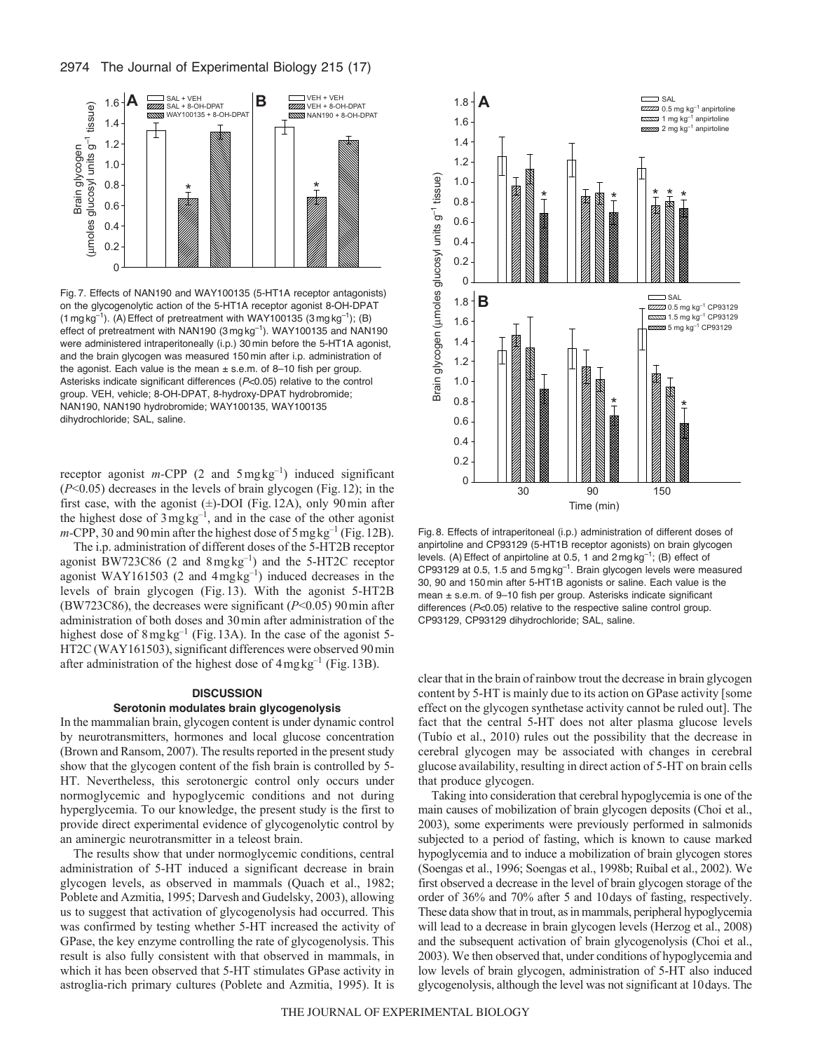Fig. 7. Effects of NAN190 and WAY100135 (5-HT1A receptor antagonists) on the glycogenolytic action of the 5-HT1A receptor agonist 8-OH-DPAT ($1 \text{mg kg}^{-1}$). (A) Effect of pretreatment with WAY100135 ($3 \text{mg kg}^{-1}$); (B) effect of pretreatment with NAN190 ($3 \text{mg kg}^{-1}$). WAY100135 and NAN190 were administered intraperitoneally (i.p.) 30 min before the 5-HT1A agonist, and the brain glycogen was measured 150 min after i.p. administration of the agonist. Each value is the mean ± s.e.m. of 8–10 fish per group. Asterisks indicate significant differences ($P<0.05$) relative to the control group. VEH, vehicle; 8-OH-DPAT, 8-hydroxy-DPAT hydrobromide; NAN190, NAN190 hydrobromide; WAY100135, WAY100135 dihydrochloride; SAL, saline.

receptor agonist *m*-CPP (2 and $5 \text{mg kg}^{-1}$) induced significant ($P<0.05$) decreases in the levels of brain glycogen (Fig. 12); in the first case, with the agonist (±)-DOI (Fig. 12A), only 90 min after the highest dose of $3 \text{mg kg}^{-1}$, and in the case of the other agonist *m*-CPP, 30 and 90 min after the highest dose of $5 \text{mg kg}^{-1}$ (Fig. 12B).

The i.p. administration of different doses of the 5-HT2B receptor agonist BW723C86 (2 and $8 \text{mg kg}^{-1}$) and the 5-HT2C receptor agonist WAY161503 (2 and $4 \text{mg kg}^{-1}$) induced decreases in the levels of brain glycogen (Fig. 13). With the agonist 5-HT2B (BW723C86), the decreases were significant ($P<0.05$) 90 min after administration of both doses and 30 min after administration of the highest dose of $8 \text{mg kg}^{-1}$ (Fig. 13A). In the case of the agonist 5-HT2C (WAY161503), significant differences were observed 90 min after administration of the highest dose of $4 \text{mg kg}^{-1}$ (Fig. 13B).

## DISCUSSION

### Serotonin modulates brain glycogenolysis

In the mammalian brain, glycogen content is under dynamic control by neurotransmitters, hormones and local glucose concentration (Brown and Ransom, 2007). The results reported in the present study show that the glycogen content of the fish brain is controlled by 5-HT. Nevertheless, this serotonergic control only occurs under normoglycemic and hypoglycemic conditions and not during hyperglycemia. To our knowledge, the present study is the first to provide direct experimental evidence of glycogenolytic control by an aminergic neurotransmitter in a teleost brain.

The results show that under normoglycemic conditions, central administration of 5-HT induced a significant decrease in brain glycogen levels, as observed in mammals (Quach et al., 1982; Poblete and Azmitia, 1995; Darvesh and Gudelsky, 2003), allowing us to suggest that activation of glycogenolysis had occurred. This was confirmed by testing whether 5-HT increased the activity of GPase, the key enzyme controlling the rate of glycogenolysis. This result is also fully consistent with that observed in mammals, in which it has been observed that 5-HT stimulates GPase activity in astroglia-rich primary cultures (Poblete and Azmitia, 1995). It is clear that in the brain of rainbow trout the decrease in brain glycogen content by 5-HT is mainly due to its action on GPase activity [some effect on the glycogen synthetase activity cannot be ruled out]. The fact that the central 5-HT does not alter plasma glucose levels (Tubío et al., 2010) rules out the possibility that the decrease in cerebral glycogen may be associated with changes in cerebral glucose availability, resulting in direct action of 5-HT on brain cells that produce glycogen.

Fig. 8. Effects of intraperitoneal (i.p.) administration of different doses of anpirtoline and CP93129 (5-HT1B receptor agonists) on brain glycogen levels. (A) Effect of anpirtoline at 0.5, 1 and $2 \text{mg kg}^{-1}$; (B) effect of CP93129 at 0.5, 1.5 and $5 \text{mg kg}^{-1}$. Brain glycogen levels were measured 30, 90 and 150 min after 5-HT1B agonists or saline. Each value is the mean ± s.e.m. of 9–10 fish per group. Asterisks indicate significant differences ($P<0.05$) relative to the respective saline control group. CP93129, CP93129 dihydrochloride; SAL, saline.

Taking into consideration that cerebral hypoglycemia is one of the main causes of mobilization of brain glycogen deposits (Choi et al., 2003), some experiments were previously performed in salmonids subjected to a period of fasting, which is known to cause marked hypoglycemia and to induce a mobilization of brain glycogen stores (Soengas et al., 1996; Soengas et al., 1998b; Ruibal et al., 2002). We first observed a decrease in the level of brain glycogen storage of the order of 36% and 70% after 5 and 10 days of fasting, respectively. These data show that in trout, as in mammals, peripheral hypoglycemia will lead to a decrease in brain glycogen levels (Herzog et al., 2008) and the subsequent activation of brain glycogenolysis (Choi et al., 2003). We then observed that, under conditions of hypoglycemia and low levels of brain glycogen, administration of 5-HT also induced glycogenolysis, although the level was not significant at 10 days. The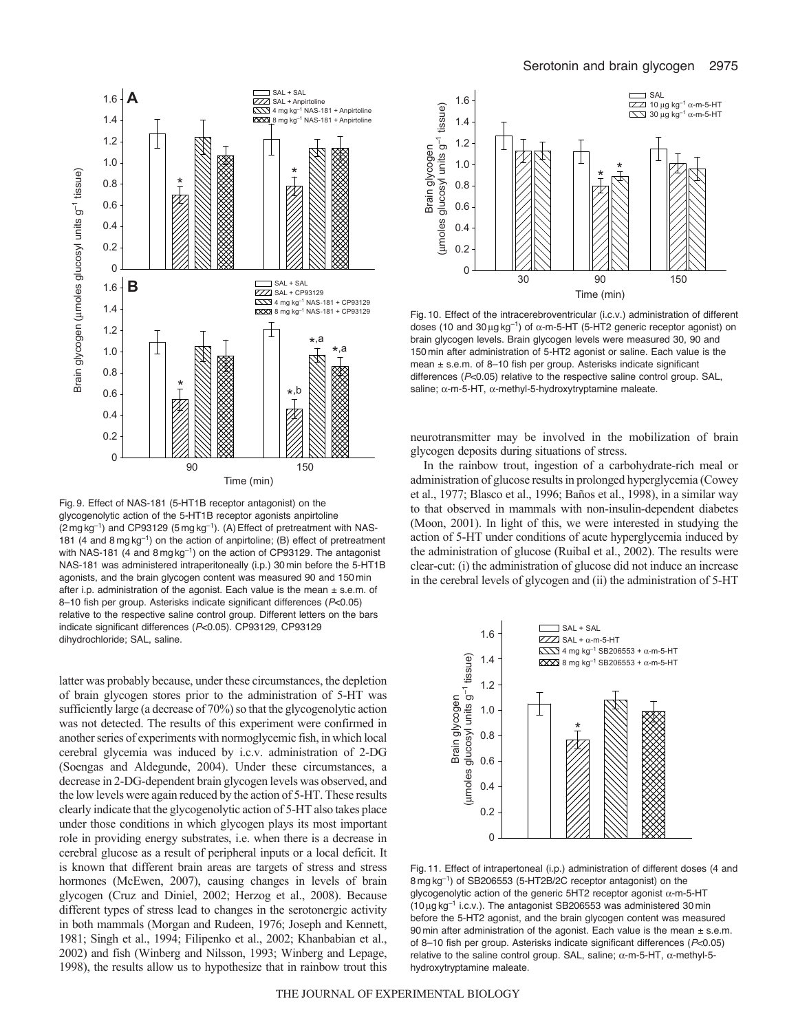Fig. 9. Effect of NAS-181 (5-HT1B receptor antagonist) on the glycogenolytic action of the 5-HT1B receptor agonists anpirtoline (2 mg kg$^{-1}$) and CP93129 (5 mg kg$^{-1}$). (A) Effect of pretreatment with NAS-181 (4 and 8 mg kg$^{-1}$) on the action of anpirtoline; (B) effect of pretreatment with NAS-181 (4 and 8 mg kg$^{-1}$) on the action of CP93129. The antagonist NAS-181 was administered intraperitoneally (i.p.) 30 min before the 5-HT1B agonists, and the brain glycogen content was measured 90 and 150 min after i.p. administration of the agonist. Each value is the mean ± s.e.m. of 8–10 fish per group. Asterisks indicate significant differences ($P$<0.05) relative to the respective saline control group. Different letters on the bars indicate significant differences ($P$<0.05). CP93129, CP93129 dihydrochloride; SAL, saline.

Fig. 10. Effect of the intracerebroventricular (i.c.v.) administration of different doses (10 and 30 μg kg$^{-1}$) of α-m-5-HT (5-HT2 generic receptor agonist) on brain glycogen levels. Brain glycogen levels were measured 30, 90 and 150 min after administration of 5-HT2 agonist or saline. Each value is the mean ± s.e.m. of 8–10 fish per group. Asterisks indicate significant differences ($P$<0.05) relative to the respective saline control group. SAL, saline; α-m-5-HT, α-methyl-5-hydroxytryptamine maleate.

latter was probably because, under these circumstances, the depletion of brain glycogen stores prior to the administration of 5-HT was sufficiently large (a decrease of 70%) so that the glycogenolytic action was not detected. The results of this experiment were confirmed in another series of experiments with normoglycemic fish, in which local cerebral glycemia was induced by i.c.v. administration of 2-DG (Soengas and Aldegunde, 2004). Under these circumstances, a decrease in 2-DG-dependent brain glycogen levels was observed, and the low levels were again reduced by the action of 5-HT. These results clearly indicate that the glycogenolytic action of 5-HT also takes place under those conditions in which glycogen plays its most important role in providing energy substrates, i.e. when there is a decrease in cerebral glucose as a result of peripheral inputs or a local deficit. It is known that different brain areas are targets of stress and stress hormones (McEwen, 2007), causing changes in levels of brain glycogen (Cruz and Diniel, 2002; Herzog et al., 2008). Because different types of stress lead to changes in the serotonergic activity in both mammals (Morgan and Rudeen, 1976; Joseph and Kennett, 1981; Singh et al., 1994; Filipenko et al., 2002; Khanbabian et al., 2002) and fish (Winberg and Nilsson, 1993; Winberg and Lepage, 1998), the results allow us to hypothesize that in rainbow trout this neurotransmitter may be involved in the mobilization of brain glycogen deposits during situations of stress.

In the rainbow trout, ingestion of a carbohydrate-rich meal or administration of glucose results in prolonged hyperglycemia (Cowey et al., 1977; Blasco et al., 1996; Baños et al., 1998), in a similar way to that observed in mammals with non-insulin-dependent diabetes (Moon, 2001). In light of this, we were interested in studying the action of 5-HT under conditions of acute hyperglycemia induced by the administration of glucose (Ruibal et al., 2002). The results were clear-cut: (i) the administration of glucose did not induce an increase in the cerebral levels of glycogen and (ii) the administration of 5-HT

Fig. 11. Effect of intrapertoneal (i.p.) administration of different doses (4 and 8 mg kg$^{-1}$) of SB206553 (5-HT2B/2C receptor antagonist) on the glycogenolytic action of the generic 5HT2 receptor agonist α-m-5-HT (10 μg kg$^{-1}$ i.c.v.). The antagonist SB206553 was administered 30 min before the 5-HT2 agonist, and the brain glycogen content was measured 90 min after administration of the agonist. Each value is the mean ± s.e.m. of 8–10 fish per group. Asterisks indicate significant differences ($P$<0.05) relative to the saline control group. SAL, saline; α-m-5-HT, α-methyl-5-hydroxytryptamine maleate.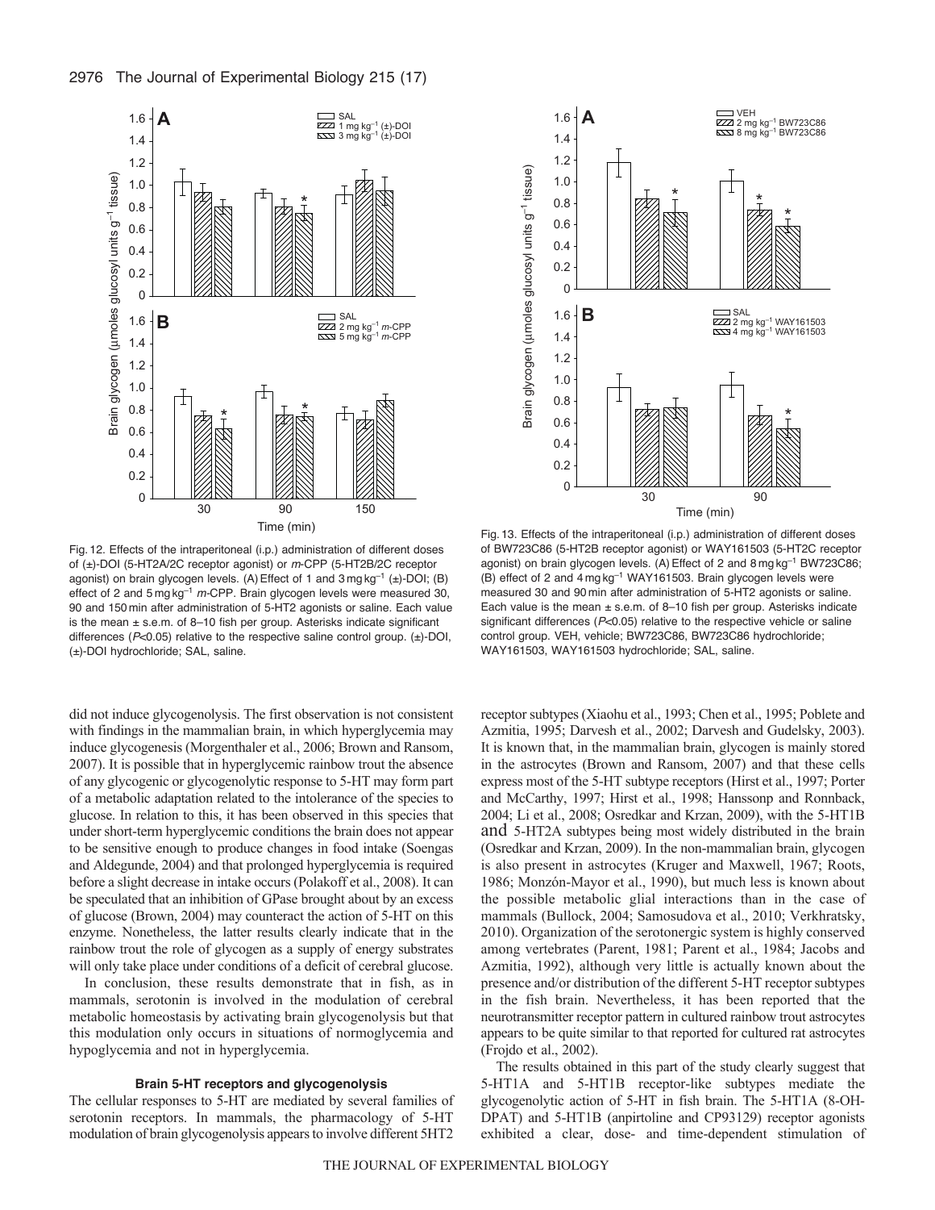Fig. 12. Effects of the intraperitoneal (i.p.) administration of different doses of (±)-DOI (5-HT2A/2C receptor agonist) or *m*-CPP (5-HT2B/2C receptor agonist) on brain glycogen levels. (A) Effect of 1 and 3 mg kg$^{-1}$ (±)-DOI; (B) effect of 2 and 5 mg kg$^{-1}$ *m*-CPP. Brain glycogen levels were measured 30, 90 and 150 min after administration of 5-HT2 agonists or saline. Each value is the mean ± s.e.m. of 8–10 fish per group. Asterisks indicate significant differences ($P$<0.05) relative to the respective saline control group. (±)-DOI, (±)-DOI hydrochloride; SAL, saline.

Fig. 13. Effects of the intraperitoneal (i.p.) administration of different doses of BW723C86 (5-HT2B receptor agonist) or WAY161503 (5-HT2C receptor agonist) on brain glycogen levels. (A) Effect of 2 and 8 mg kg$^{-1}$ BW723C86; (B) effect of 2 and 4 mg kg$^{-1}$ WAY161503. Brain glycogen levels were measured 30 and 90 min after administration of 5-HT2 agonists or saline. Each value is the mean ± s.e.m. of 8–10 fish per group. Asterisks indicate significant differences ($P$<0.05) relative to the respective vehicle or saline control group. VEH, vehicle; BW723C86, BW723C86 hydrochloride; WAY161503, WAY161503 hydrochloride; SAL, saline.

did not induce glycogenolysis. The first observation is not consistent with findings in the mammalian brain, in which hyperglycemia may induce glycogenesis (Morgenthaler et al., 2006; Brown and Ransom, 2007). It is possible that in hyperglycemic rainbow trout the absence of any glycogenic or glycogenolytic response to 5-HT may form part of a metabolic adaptation related to the intolerance of the species to glucose. In relation to this, it has been observed in this species that under short-term hyperglycemic conditions the brain does not appear to be sensitive enough to produce changes in food intake (Soengas and Aldegunde, 2004) and that prolonged hyperglycemia is required before a slight decrease in intake occurs (Polakoff et al., 2008). It can be speculated that an inhibition of GPase brought about by an excess of glucose (Brown, 2004) may counteract the action of 5-HT on this enzyme. Nonetheless, the latter results clearly indicate that in the rainbow trout the role of glycogen as a supply of energy substrates will only take place under conditions of a deficit of cerebral glucose.

In conclusion, these results demonstrate that in fish, as in mammals, serotonin is involved in the modulation of cerebral metabolic homeostasis by activating brain glycogenolysis but that this modulation only occurs in situations of normoglycemia and hypoglycemia and not in hyperglycemia.

### Brain 5-HT receptors and glycogenolysis

The cellular responses to 5-HT are mediated by several families of serotonin receptors. In mammals, the pharmacology of 5-HT modulation of brain glycogenolysis appears to involve different 5HT2 receptor subtypes (Xiaohu et al., 1993; Chen et al., 1995; Poblete and Azmitia, 1995; Darvesh et al., 2002; Darvesh and Gudelsky, 2003). It is known that, in the mammalian brain, glycogen is mainly stored in the astrocytes (Brown and Ransom, 2007) and that these cells express most of the 5-HT subtype receptors (Hirst et al., 1997; Porter and McCarthy, 1997; Hirst et al., 1998; Hanssonp and Ronnback, 2004; Li et al., 2008; Osredkar and Krzan, 2009), with the 5-HT1B and 5-HT2A subtypes being most widely distributed in the brain (Osredkar and Krzan, 2009). In the non-mammalian brain, glycogen is also present in astrocytes (Kruger and Maxwell, 1967; Roots, 1986; Monzón-Mayor et al., 1990), but much less is known about the possible metabolic glial interactions than in the case of mammals (Bullock, 2004; Samosudova et al., 2010; Verkhratsky, 2010). Organization of the serotonergic system is highly conserved among vertebrates (Parent, 1981; Parent et al., 1984; Jacobs and Azmitia, 1992), although very little is actually known about the presence and/or distribution of the different 5-HT receptor subtypes in the fish brain. Nevertheless, it has been reported that the neurotransmitter receptor pattern in cultured rainbow trout astrocytes appears to be quite similar to that reported for cultured rat astrocytes (Frojdo et al., 2002).

The results obtained in this part of the study clearly suggest that 5-HT1A and 5-HT1B receptor-like subtypes mediate the glycogenolytic action of 5-HT in fish brain. The 5-HT1A (8-OH-DPAT) and 5-HT1B (anpirtoline and CP93129) receptor agonists exhibited a clear, dose- and time-dependent stimulation of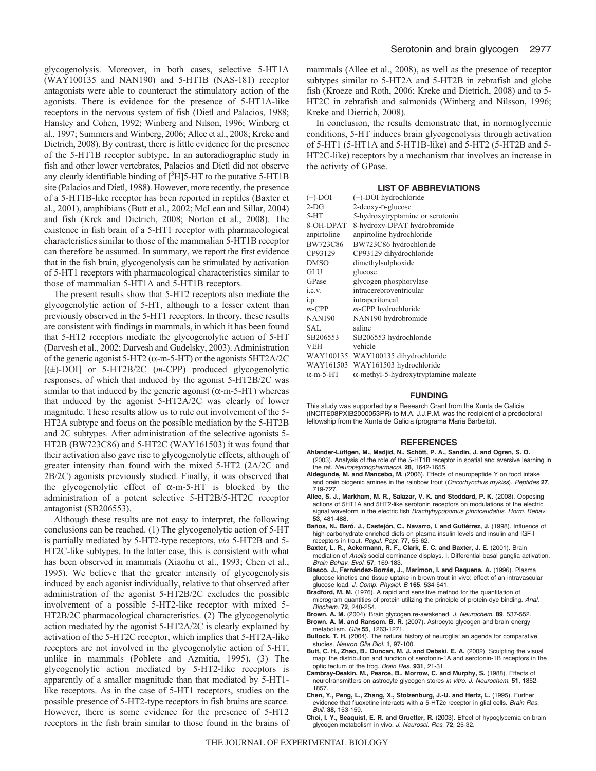glycogenolysis. Moreover, in both cases, selective 5-HT1A (WAY100135 and NAN190) and 5-HT1B (NAS-181) receptor antagonists were able to counteract the stimulatory action of the agonists. There is evidence for the presence of 5-HT1A-like receptors in the nervous system of fish (Dietl and Palacios, 1988; Hansley and Cohen, 1992; Winberg and Nilson, 1996; Winberg et al., 1997; Summers and Winberg, 2006; Allee et al., 2008; Kreke and Dietrich, 2008). By contrast, there is little evidence for the presence of the 5-HT1B receptor subtype. In an autoradiographic study in fish and other lower vertebrates, Palacios and Dietl did not observe any clearly identifiable binding of [$^{3}$H]5-HT to the putative 5-HT1B site (Palacios and Dietl, 1988). However, more recently, the presence of a 5-HT1B-like receptor has been reported in reptiles (Baxter et al., 2001), amphibians (Butt et al., 2002; McLean and Sillar, 2004) and fish (Krek and Dietrich, 2008; Norton et al., 2008). The existence in fish brain of a 5-HT1 receptor with pharmacological characteristics similar to those of the mammalian 5-HT1B receptor can therefore be assumed. In summary, we report the first evidence that in the fish brain, glycogenolysis can be stimulated by activation of 5-HT1 receptors with pharmacological characteristics similar to those of mammalian 5-HT1A and 5-HT1B receptors.

The present results show that 5-HT2 receptors also mediate the glycogenolytic action of 5-HT, although to a lesser extent than previously observed in the 5-HT1 receptors. In theory, these results are consistent with findings in mammals, in which it has been found that 5-HT2 receptors mediate the glycogenolytic action of 5-HT (Darvesh et al., 2002; Darvesh and Gudelsky, 2003). Administration of the generic agonist 5-HT2 (α-m-5-HT) or the agonists 5HT2A/2C [(±)-DOI] or 5-HT2B/2C (*m*-CPP) produced glycogenolytic responses, of which that induced by the agonist 5-HT2B/2C was similar to that induced by the generic agonist (α-m-5-HT) whereas that induced by the agonist 5-HT2A/2C was clearly of lower magnitude. These results allow us to rule out involvement of the 5-HT2A subtype and focus on the possible mediation by the 5-HT2B and 2C subtypes. After administration of the selective agonists 5-HT2B (BW723C86) and 5-HT2C (WAY161503) it was found that their activation also gave rise to glycogenolytic effects, although of greater intensity than found with the mixed 5-HT2 (2A/2C and 2B/2C) agonists previously studied. Finally, it was observed that the glycogenolytic effect of α-m-5-HT is blocked by the administration of a potent selective 5-HT2B/5-HT2C receptor antagonist (SB206553).

Although these results are not easy to interpret, the following conclusions can be reached. (1) The glycogenolytic action of 5-HT is partially mediated by 5-HT2-type receptors, *via* 5-HT2B and 5-HT2C-like subtypes. In the latter case, this is consistent with what has been observed in mammals (Xiaohu et al., 1993; Chen et al., 1995). We believe that the greater intensity of glycogenolysis induced by each agonist individually, relative to that observed after administration of the agonist 5-HT2B/2C excludes the possible involvement of a possible 5-HT2-like receptor with mixed 5-HT2B/2C pharmacological characteristics. (2) The glycogenolytic action mediated by the agonist 5-HT2A/2C is clearly explained by activation of the 5-HT2C receptor, which implies that 5-HT2A-like receptors are not involved in the glycogenolytic action of 5-HT, unlike in mammals (Poblete and Azmitia, 1995). (3) The glycogenolytic action mediated by 5-HT2-like receptors is apparently of a smaller magnitude than that mediated by 5-HT1-like receptors. As in the case of 5-HT1 receptors, studies on the possible presence of 5-HT2-type receptors in fish brains are scarce. However, there is some evidence for the presence of 5-HT2 receptors in the fish brain similar to those found in the brains of mammals (Allee et al., 2008), as well as the presence of receptor subtypes similar to 5-HT2A and 5-HT2B in zebrafish and globe fish (Kroeze and Roth, 2006; Kreke and Dietrich, 2008) and to 5-HT2C in zebrafish and salmonids (Winberg and Nilsson, 1996; Kreke and Dietrich, 2008).

In conclusion, the results demonstrate that, in normoglycemic conditions, 5-HT induces brain glycogenolysis through activation of 5-HT1 (5-HT1A and 5-HT1B-like) and 5-HT2 (5-HT2B and 5-HT2C-like) receptors by a mechanism that involves an increase in the activity of GPase.

## LIST OF ABBREVIATIONS

| | |
|---|---|
| (±)-DOI | (±)-DOI hydrochloride |
| 2-DG | 2-deoxy-D-glucose |
| 5-HT | 5-hydroxytryptamine or serotonin |
| 8-OH-DPAT | 8-hydroxy-DPAT hydrobromide |
| anpirtoline | anpirtoline hydrochloride |
| BW723C86 | BW723C86 hydrochloride |
| CP93129 | CP93129 dihydrochloride |
| DMSO | dimethylsulphoxide |
| GLU | glucose |
| GPase | glycogen phosphorylase |
| i.c.v. | intracerebroventricular |
| i.p. | intraperitoneal |
| *m*-CPP | *m*-CPP hydrochloride |
| NAN190 | NAN190 hydrobromide |
| SAL | saline |
| SB206553 | SB206553 hydrochloride |
| VEH | vehicle |
| WAY100135 | WAY100135 dihydrochloride |
| WAY161503 | WAY161503 hydrochloride |
| α-m-5-HT | α-methyl-5-hydroxytryptamine maleate |

## FUNDING

This study was supported by a Research Grant from the Xunta de Galicia (INCITE08PXIB2000053PR) to M.A. J.J.P.M. was the recipient of a predoctoral fellowship from the Xunta de Galicia (programa Maria Barbeito).

## REFERENCES

**Ahlander-Lüttgen, M., Madjid, N., Schött, P. A., Sandin, J. and Ogren, S. O.** (2003). Analysis of the role of the 5-HT1B receptor in spatial and aversive learning in the rat. *Neuropsychopharmacol.* **28**, 1642-1655.

**Aldegunde, M. and Mancebo, M.** (2006). Effects of neuropeptide Y on food intake and brain biogenic amines in the rainbow trout (*Oncorhynchus mykiss*). *Peptides* **27**, 719-727.

**Allee, S. J., Markham, M. R., Salazar, V. K. and Stoddard, P. K.** (2008). Opposing actions of 5HT1A and 5HT2-like serotonin receptors on modulations of the electric signal waveform in the electric fish *Brachyhypopomus pinnicaudatus*. *Horm. Behav.* **53**, 481-488.

**Baños, N., Baró, J., Castejón, C., Navarro, I. and Gutiérrez, J.** (1998). Influence of high-carbohydrate enriched diets on plasma insulin levels and insulin and IGF-I receptors in trout. *Regul. Pept.* **77**, 55-62.

**Baxter, L. R., Ackermann, R. F., Clark, E. C. and Baxter, J. E.** (2001). Brain mediation of *Anolis* social dominance displays. I. Differential basal ganglia activation. *Brain Behav. Evol.* **57**, 169-183.

**Blasco, J., Fernández-Borrás, J., Marimon, I. and Requena, A.** (1996). Plasma glucose kinetics and tissue uptake in brown trout in vivo: effect of an intravascular glucose load. *J. Comp. Physiol. B* **165**, 534-541.

**Bradford, M. M.** (1976). A rapid and sensitive method for the quantitation of microgram quantities of protein utilizing the principle of protein-dye binding. *Anal. Biochem.* **72**, 248-254.

**Brown, A. M.** (2004). Brain glycogen re-awakened. *J. Neurochem.* **89**, 537-552.

**Brown, A. M. and Ransom, B. R.** (2007). Astrocyte glycogen and brain energy metabolism. *Glia* **55**, 1263-1271.

**Bullock, T. H.** (2004). The natural history of neuroglia: an agenda for comparative studies. *Neuron Glia Biol.* **1**, 97-100.

**Butt, C. H., Zhao, B., Duncan, M. J. and Debski, E. A.** (2002). Sculpting the visual map: the distribution and function of serotonin-1A and serotonin-1B receptors in the optic tectum of the frog. *Brain Res.* **931**, 21-31.

**Cambray-Deakin, M., Pearce, B., Morrow, C. and Murphy, S.** (1988). Effects of neurotransmitters on astrocyte glycogen stores *in vitro*. *J. Neurochem.* **51**, 1852-1857.

**Chen, Y., Peng, L., Zhang, X., Stolzenburg, J.-U. and Hertz, L.** (1995). Further evidence that fluoxetine interacts with a 5-HT2c receptor in glial cells. *Brain Res. Bull.* **38**, 153-159.

**Choi, I. Y., Seaquist, E. R. and Gruetter, R.** (2003). Effect of hypoglycemia on brain glycogen metabolism in vivo. *J. Neurosci. Res.* **72**, 25-32.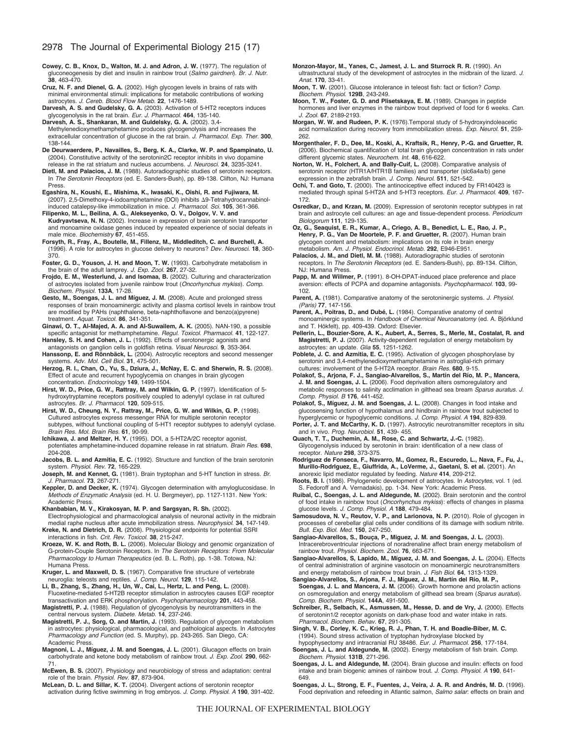**Cowey, C. B., Knox, D., Walton, M. J. and Adron, J. W.** (1977). The regulation of gluconeogenesis by diet and insulin in rainbow trout (*Salmo gairdneri*). *Br. J. Nutr.* **38**, 463-470.

**Cruz, N. F. and Dienel, G. A.** (2002). High glycogen levels in brains of rats with minimal environmental stimuli: implications for metabolic contributions of working astrocytes. *J. Cereb. Blood Flow Metab.* **22**, 1476-1489.

**Darvesh, A. S. and Gudelsky, G. A.** (2003). Activation of 5-HT2 receptors induces glycogenolysis in the rat brain. *Eur. J. Pharmacol.* **464**, 135-140.

**Darvesh, A. S., Shankaran, M. and Gudelsky, G. A.** (2002). 3,4-Methylenedioxymethamphetamine produces glycogenolysis and increases the extracellular concentration of glucose in the rat brain. *J. Pharmacol. Exp. Ther.* **300**, 138-144.

**De Deurwaerdere, P., Navailles, S., Berg, K. A., Clarke, W. P. and Spampinato, U.** (2004). Constitutive activity of the serotonin2C receptor inhibits in vivo dopamine release in the rat striatum and nucleus accumbens. *J. Neurosci.* **24**, 3235-3241.

**Dietl, M. and Palacios, J. M.** (1988). Autoradiographic studies of serotonin receptors. In *The Serotonin Receptors* (ed. E. Sanders-Bush), pp. 89-138. Clifton, NJ: Humana Press.

**Egashira, N., Koushi, E., Mishima, K., Iwasaki, K., Oishi, R. and Fujiwara, M.** (2007). 2,5-Dimethoxy-4-iodoamphetamine (DOI) inhibits Δ9-Tetrahydrocannabinol-induced catalepsy-like immobilization in mice. *J. Pharmacol. Sci.* **105**, 361-366.

**Filipenko, M. L., Beilina, A. G., Alekseyenko, O. V., Dolgov, V. V. and Kudryavtseva, N. N.** (2002). Increase in expression of brain serotonin transporter and monoamine oxidase genes induced by repeated experience of social defeats in male mice. *Biochemistry* **67**, 451-455.

**Forsyth, R., Fray, A., Boutelle, M., Fillenz, M., Middleditch, C. and Burchell, A.** (1996). A role for astrocytes in glucose delivery to neurons? *Dev. Neurosci.* **18**, 360-370.

**Foster, G. D., Youson, J. H. and Moon, T. W.** (1993). Carbohydrate metabolism in the brain of the adult lamprey. *J. Exp. Zool.* **267**, 27-32.

**Frojdo, E. M., Westerlund, J. and Isomaa, B.** (2002). Culturing and characterization of astrocytes isolated from juvenile rainbow trout (*Oncorhynchus mykiss*). *Comp. Biochem. Physiol.* **133A**, 17-28.

**Gesto, M., Soengas, J. L. and Míguez, J. M.** (2008). Acute and prolonged stress responses of brain monoaminergic activity and plasma cortisol levels in rainbow trout are modified by PAHs (naphthalene, beta-naphthoflavone and benzo(a)pyrene) treatment. *Aquat. Toxicol.* **86**, 341-351.

**Ginawi, O. T., Al-Majed, A. A. and Al-Suwailem, A. K.** (2005). NAN-190, a possible specific antagonist for methamphetamine. *Regul. Toxicol. Pharmacol.* **41**, 122-127.

**Hansley, S. H. and Cohen, J. L.** (1992). Effects of serotonergic agonists and antagonists on ganglion cells in goldfish retina. *Visual Neurosci.* **9**, 353-364.

**Hanssonp, E. and Rönnbäck, L.** (2004). Astrocytic receptors and second messenger systems. *Adv. Mol. Cell Biol.* **31**, 475-501.

**Herzog, R. I., Chan, O., Yu, S., Dziura, J., McNay, E. C. and Sherwin, R. S.** (2008). Effect of acute and recurrent hypoglycemia on changes in brain glycogen concentration. *Endocrinology* **149**, 1499-1504.

**Hirst, W. D., Price, G. W., Rattray, M. and Wilkin, G. P.** (1997). Identification of 5-hydroxytryptamine receptors positively coupled to adenylyl cyclase in rat cultured astrocytes. *Br. J. Pharmacol.* **120**, 509-515.

**Hirst, W. D., Cheung, N. Y., Rattray, M., Price, G. W. and Wilkin, G. P.** (1998). Cultured astrocytes express messenger RNA for multiple serotonin receptor subtypes, without functional coupling of 5-HT1 receptor subtypes to adenylyl cyclase. *Brain Res. Mol. Brain Res.* **61**, 90-99.

**Ichikawa, J. and Meltzer, H. Y.** (1995). DOI, a 5-HT2A/2C receptor agonist, potentiates amphetamine-induced dopamine release in rat striatum. *Brain Res.* **698**, 204-208.

**Jacobs, B. L. and Azmitia, E. C.** (1992). Structure and function of the brain serotonin system. *Physiol. Rev.* **72**, 165-229.

**Joseph, M. and Kennet, G.** (1981). Brain tryptophan and 5-HT function in stress. *Br. J. Pharmacol.* **73**, 267-271.

**Keppler, D. and Decker, K.** (1974). Glycogen determination with amyloglucosidase. In *Methods of Enzymatic Analysis* (ed. H. U. Bergmeyer), pp. 1127-1131. New York: Academic Press.

**Khanbabian, M. V., Kirakosyan, M. P. and Sargsyan, R. Sh.** (2002). Electrophysiological and pharmacological analysis of neuronal activity in the midbrain medial raphe nucleus after acute immobilization stress. *Neurophysiol.* **34**, 147-149.

**Kreke, N. and Dietrich, D. R.** (2008). Physiological endpoints for potential SSRI interactions in fish. *Crit. Rev. Toxicol.* **38**, 215-247.

**Kroeze, W. K. and Roth, B. L.** (2006). Molecular Biology and genomic organization of G-protein-Couple Serotonin Receptors. In *The Serotonin Receptors: From Molecular Pharmacology to Human Therapeutics* (ed. B. L. Roth), pp. 1-38. Totowa, NJ: Humana Press.

**Kruger, L. and Maxwell, D. S.** (1967). Comparative fine structure of vertebrate neuroglia: teleosts and reptiles. *J. Comp. Neurol.* **129**, 115-142.

**Li, B., Zhang, S., Zhang, H., Un, W., Cai, L., Hertz, L. and Peng, L.** (2008). Fluoxetine-mediated 5-HT2B receptor stimulation in astrocytes causes EGF receptor transactivation and ERK phosphorylation. *Psychopharmacology* **201**, 443-458.

**Magistretti, P. J.** (1988). Regulation of glycogenolysis by neurotransmitters in the central nervous system. *Diabete. Metab.* **14**, 237-246.

**Magistretti, P. J., Sorg, O. and Martin, J.** (1993). Regulation of glycogen metabolism in astrocytes: physiological, pharmacological, and pathological aspects. In *Astrocytes Pharmacology and Function* (ed. S. Murphy), pp. 243-265. San Diego, CA: Academic Press.

**Magnoni, L. J., Míguez, J. M. and Soengas, J. L.** (2001). Glucagon effects on brain carbohydrate and ketone body metabolism of rainbow trout. *J. Exp. Zool.* **290**, 662-71.

**McEwen, B. S.** (2007). Physiology and neurobiology of stress and adaptation: central role of the brain. *Physiol. Rev.* **87**, 873-904.

**McLean, D. L. and Sillar, K. T.** (2004). Divergent actions of serotonin receptor activation during fictive swimming in frog embryos. *J. Comp. Physiol. A* **190**, 391-402.

**Monzon-Mayor, M., Yanes, C., Jamest, J. L. and Sturrock R. R.** (1990). An ultrastructural study of the development of astrocytes in the midbrain of the lizard. *J. Anat.* **170**, 33-41.

**Moon, T. W.** (2001). Glucose intolerance in teleost fish: fact or fiction? *Comp. Biochem. Physiol.* **129B**, 243-249.

**Moon, T. W., Foster, G. D. and Plisetskaya, E. M.** (1989). Changes in peptide hormones and liver enzymes in the rainbow trout deprived of food for 6 weeks. *Can. J. Zool.* **67**, 2189-2193.

**Morgan, W. W. and Rudeen, P. K.** (1976).Temporal study of 5-hydroxyindoleacetic acid normalization during recovery from immobilization stress. *Exp. Neurol.* **51**, 259-262.

**Morgenthaler, F. D., Dee, M., Koski, A., Kraftsik, R., Henry, P.-G. and Gruetter, R.** (2006). Biochemical quantification of total brain glycogen concentration in rats under different glycemic states. *Neurochem. Int.* **48**, 616-622.

**Norton, W. H., Folchert, A. and Bally-Cuif, L.** (2008). Comparative analysis of serotonin receptor (HTR1A/HTR1B families) and transporter (slc6a4a/b) gene expression in the zebrafish brain. *J. Comp. Neurol.* **511**, 521-542.

**Ochi, T. and Goto, T.** (2000). The antinociceptive effect induced by FR140423 is mediated through spinal 5-HT2A and 5-HT3 receptors. *Eur. J. Pharmacol.* **409**, 167-172.

**Osredkar, D., and Krzan, M.** (2009). Expression of serotonin receptor subtypes in rat brain and astrocyte cell cultures: an age and tissue-dependent process. *Periodicum Biologorum* **111**, 129-135.

**Oz, G., Seaquist, E. R., Kumar, A., Criego, A. B., Benedict, L. E., Rao, J. P., Henry, P. G., Van De Moortele, P. F. and Gruetter, R.** (2007). Human brain glycogen content and metabolism: implications on its role in brain energy metabolism. *Am. J. Physiol. Endocrinol. Metab.* **292**, E946-E951.

**Palacios, J. M., and Dietl, M. M.** (1988). Autoradiographic studies of serotonin receptors. In *The Serotonin Receptors* (ed. E. Sanders-Bush), pp. 89-134. Clifton, NJ: Humana Press.

**Papp, M. and Willmer, P.** (1991). 8-OH-DPAT-induced place preference and place aversion: effects of PCPA and dopamine antagonists. *Psychopharmacol.* **103**, 99-102.

**Parent, A.** (1981). Comparative anatomy of the serotoninergic systems. *J. Physiol. (Paris)* **77**, 147-156.

**Parent, A., Poitras, D., and Dubé, L.** (1984). Comparative anatomy of central monoaminergic systems. In *Handbook of Chemical Neuroanatomy* (ed. A. Björklund and T. Hökfelt), pp. 409-439. Oxford: Elsevier.

**Pellerin, L., Bouzier-Sore, A. K., Aubert, A., Serres, S., Merle, M., Costalat, R. and Magistretti, P. J.** (2007). Activity-dependent regulation of energy metabolism by astrocytes: an update. *Glia* **55**, 1251-1262.

**Poblete, J. C. and Azmitia, E. C.** (1995). Activation of glycogen phosphorylase by serotonin and 3,4-methylenedioxymethamphetamine in astroglial-rich primary cultures: involvement of the 5-HT2A receptor. *Brain Res.* **680**, 9-15.

**Polakof, S., Arjona, F. J., Sangiao-Alvarellos, S., Martín del Río, M. P., Mancera, J. M. and Soengas, J. L.** (2006). Food deprivation alters osmoregulatory and metabolic responses to salinity acclimation in gilthead sea bream *Sparus auratus*. *J. Comp. Physiol. B* **176**, 441-452.

**Polakof, S., Míguez, J. M. and Soengas, J. L.** (2008). Changes in food intake and glucosensing function of hypothalamus and hindbrain in rainbow trout subjected to hyperglycemic or hypoglycemic conditions. *J. Comp. Physiol. A* **194**, 829-839.

**Porter, J. T. and McCarthy, K. D.** (1997). Astrocytic neurotransmitter receptors in situ and in vivo. *Prog. Neurobiol.* **51**, 439- 455.

**Quach, T. T., Duchemin, A. M., Rose, C. and Schwartz, J.-C.** (1982). Glycogenolysis induced by serotonin in brain: identification of a new class of receptor. *Nature* **298**, 373-375.

**Rodriguez de Fonseca, F., Navarro, M., Gomez, R., Escuredo, L., Nava, F., Fu, J., Murillo-Rodrlguez, E., Giuffrida, A., LoVerme, J., Gaetani, S. et al.** (2001). An anorexic lipid mediator regulated by feeding. *Nature* **414**, 209-212.

**Roots, B. I.** (1986). Phylogenetic development of astrocytes. In *Astrocytes*, vol. 1 (ed. S. Fedoroff and A. Vernadakis), pp. 1-34. New York: Academic Press.

**Ruibal, C., Soengas, J. L. and Aldegunde, M.** (2002). Brain serotonin and the control of food intake in rainbow trout (*Oncorhynchus mykiss*): effects of changes in plasma glucose levels. *J. Comp. Physiol. A* **188**, 479-484.

**Samosudova, N. V., Reutov, V. P., and Larionova, N. P.** (2010). Role of glycogen in processes of cerebellar glial cells under conditions of its damage with sodium nitrite. *Bull. Exp. Biol. Med.* **150**, 247-250.

**Sangiao-Alvarellos, S., Bouça, P., Miguez, J. M. and Soengas, J. L.** (2003). Intracerebroventricular injections of noradrenaline affect brain energy metabolism of rainbow trout. *Physiol. Biochem. Zool.* **76**, 663-671.

**Sangiao-Alvarellos, S., Lapido, M., Míguez, J. M. and Soengas, J. L.** (2004). Effects of central administration of arginine vasotocin on monoaminergic neurotransmitters and energy metabolism of rainbow trout brain. *J. Fish Biol.* **64**, 1313-1329.

**Sangiao-Alvarellos, S., Arjona, F. J., Míguez, J. M., Martín del Río, M. P., Soengas, J. L. and Mancera, J. M.** (2006). Growth hormone and prolactin actions on osmoregulation and energy metabolism of gilthead sea bream (*Sparus auratus*). *Comp. Biochem. Physiol.* **144A**, 491-500.

**Schreiber, R., Selbach, K., Asmussen, M., Hesse, D. and de Vry, J.** (2000). Effects of serotonin1/2 receptor agonists on dark-phase food and water intake in rats. *Pharmacol. Biochem. Behav.* **67**, 291-305.

**Singh, V. B., Corley, K. C., Krieg, R. J., Phan, T. H. and Boadle-Biber, M. C.** (1994). Sound stress activation of tryptophan hydroxylase blocked by hypophysectomy and intracranial RU 38486. *Eur. J. Pharmacol.* **256**, 177-184.

**Soengas, J. L. and Aldegunde, M.** (2002). Energy metabolism of fish brain. *Comp. Biochem. Physiol.* **131B**, 271-296.

**Soengas, J. L. and Aldegunde, M.** (2004). Brain glucose and insulin: effects on food intake and brain biogenic amines of rainbow trout. *J. Comp. Physiol. A* **190**, 641-649.

**Soengas, J. L., Strong, E. F., Fuentes, J., Veira, J. A. R. and Andrés, M. D.** (1996). Food deprivation and refeeding in Atlantic salmon, *Salmo salar*: effects on brain and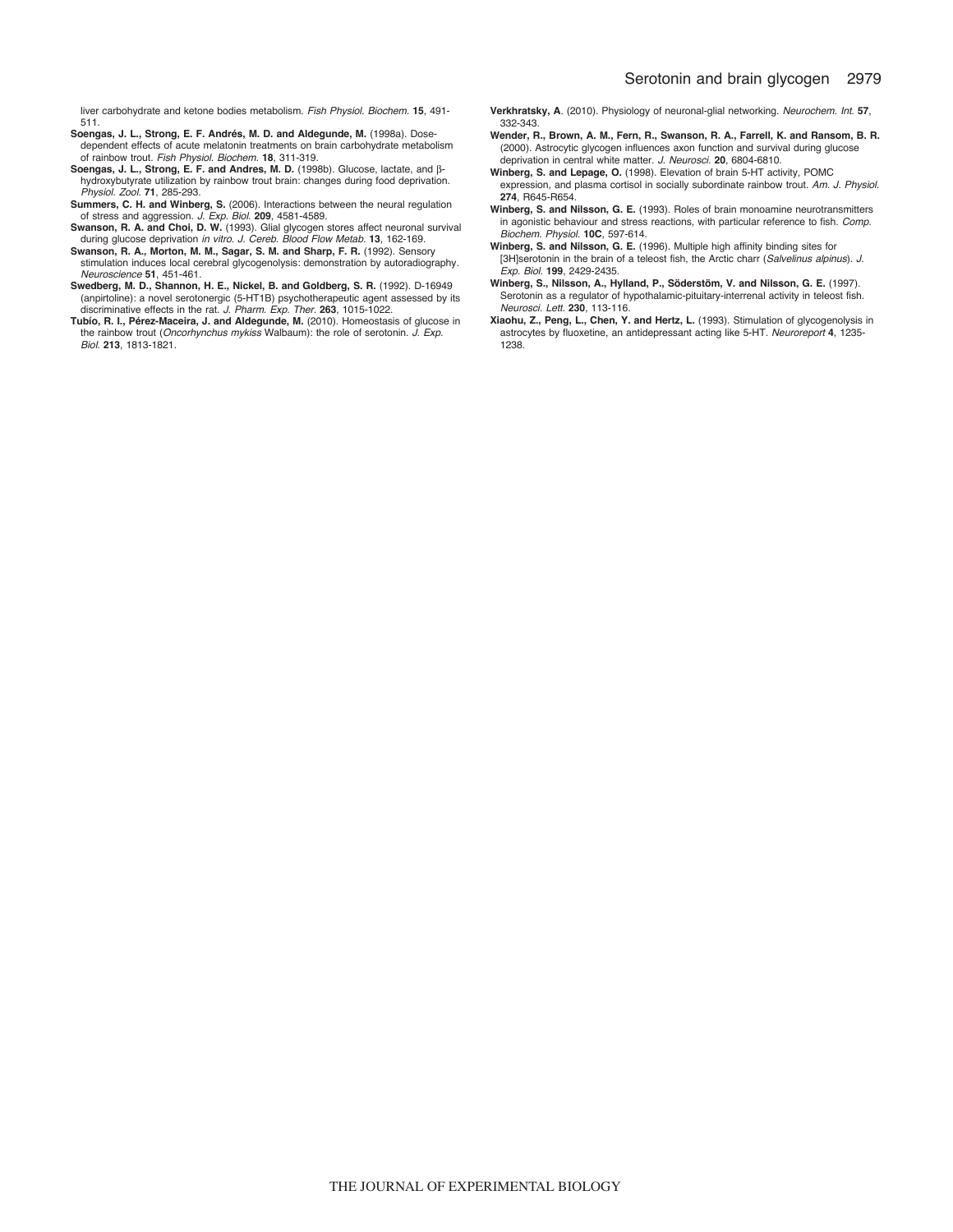liver carbohydrate and ketone bodies metabolism. *Fish Physiol. Biochem.* **15**, 491-511.

**Soengas, J. L., Strong, E. F. Andrés, M. D. and Aldegunde, M.** (1998a). Dose-dependent effects of acute melatonin treatments on brain carbohydrate metabolism of rainbow trout. *Fish Physiol. Biochem.* **18**, 311-319.

**Soengas, J. L., Strong, E. F. and Andres, M. D.** (1998b). Glucose, lactate, and β-hydroxybutyrate utilization by rainbow trout brain: changes during food deprivation. *Physiol. Zool.* **71**, 285-293.

**Summers, C. H. and Winberg, S.** (2006). Interactions between the neural regulation of stress and aggression. *J. Exp. Biol.* **209**, 4581-4589.

**Swanson, R. A. and Choi, D. W.** (1993). Glial glycogen stores affect neuronal survival during glucose deprivation *in vitro*. *J. Cereb. Blood Flow Metab.* **13**, 162-169.

**Swanson, R. A., Morton, M. M., Sagar, S. M. and Sharp, F. R.** (1992). Sensory stimulation induces local cerebral glycogenolysis: demonstration by autoradiography. *Neuroscience* **51**, 451-461.

**Swedberg, M. D., Shannon, H. E., Nickel, B. and Goldberg, S. R.** (1992). D-16949 (anpirtoline): a novel serotonergic (5-HT1B) psychotherapeutic agent assessed by its discriminative effects in the rat. *J. Pharm. Exp. Ther.* **263**, 1015-1022.

**Tubío, R. I., Pérez-Maceira, J. and Aldegunde, M.** (2010). Homeostasis of glucose in the rainbow trout (*Oncorhynchus mykiss* Walbaum): the role of serotonin. *J. Exp. Biol.* **213**, 1813-1821.

**Verkhratsky, A**. (2010). Physiology of neuronal-glial networking. *Neurochem. Int.* **57**, 332-343.

**Wender, R., Brown, A. M., Fern, R., Swanson, R. A., Farrell, K. and Ransom, B. R.** (2000). Astrocytic glycogen influences axon function and survival during glucose deprivation in central white matter. *J. Neurosci.* **20**, 6804-6810.

**Winberg, S. and Lepage, O.** (1998). Elevation of brain 5-HT activity, POMC expression, and plasma cortisol in socially subordinate rainbow trout. *Am. J. Physiol.* **274**, R645-R654.

**Winberg, S. and Nilsson, G. E.** (1993). Roles of brain monoamine neurotransmitters in agonistic behaviour and stress reactions, with particular reference to fish. *Comp. Biochem. Physiol.* **10C**, 597-614.

**Winberg, S. and Nilsson, G. E.** (1996). Multiple high affinity binding sites for [3H]serotonin in the brain of a teleost fish, the Arctic charr (*Salvelinus alpinus*). *J. Exp. Biol.* **199**, 2429-2435.

**Winberg, S., Nilsson, A., Hylland, P., Söderstöm, V. and Nilsson, G. E.** (1997). Serotonin as a regulator of hypothalamic-pituitary-interrenal activity in teleost fish. *Neurosci. Lett.* **230**, 113-116.

**Xiaohu, Z., Peng, L., Chen, Y. and Hertz, L.** (1993). Stimulation of glycogenolysis in astrocytes by fluoxetine, an antidepressant acting like 5-HT. *Neuroreport* **4**, 1235-1238.